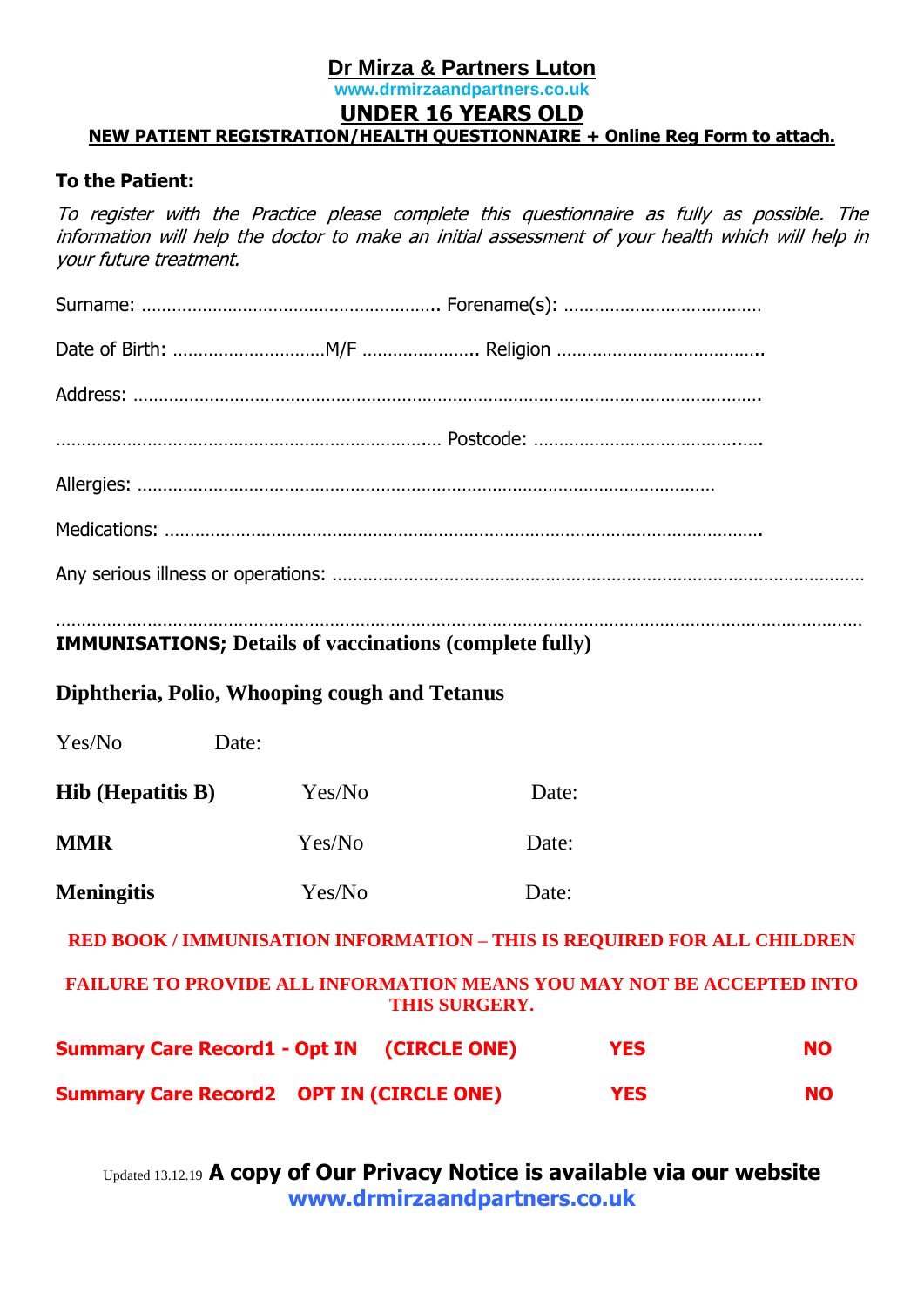# Dr Mirza & Partners Luton

www.drmirzaandpartners.co.uk

## UNDER 16 YEARS OLD

**NEW PATIENT REGISTRATION/HEALTH QUESTIONNAIRE + Online Reg Form to attach.**

**To the Patient:**

*To register with the Practice please complete this questionnaire as fully as possible. The information will help the doctor to make an initial assessment of your health which will help in your future treatment.*

Surname: …………………………………………………. Forename(s): ……………………………….

Date of Birth: …………………………M/F ………………….. Religion …………………………………..

Address: ……………………………………………………………………………………………………….

…………………………………………………………………… Postcode: ……………………………….….

Allergies: ……………………………………………………………………………………………

Medications: ………………………………………………………………………………………………….

Any serious illness or operations: ……………………………………………………………………………………

……………………………………………………………………………………………………………………………

**IMMUNISATIONS; Details of vaccinations (complete fully)**

**Diphtheria, Polio, Whooping cough and Tetanus**

Yes/No Date:

| | | |
|---|---|---|
| **Hib (Hepatitis B)** | Yes/No | Date: |
| **MMR** | Yes/No | Date: |
| **Meningitis** | Yes/No | Date: |

**RED BOOK / IMMUNISATION INFORMATION – THIS IS REQUIRED FOR ALL CHILDREN**

**FAILURE TO PROVIDE ALL INFORMATION MEANS YOU MAY NOT BE ACCEPTED INTO THIS SURGERY.**

| | | |
|---|---|---|
| **Summary Care Record1 - Opt IN (CIRCLE ONE)** | **YES** | **NO** |
| **Summary Care Record2 OPT IN (CIRCLE ONE)** | **YES** | **NO** |

Updated 13.12.19 **A copy of Our Privacy Notice is available via our website www.drmirzaandpartners.co.uk**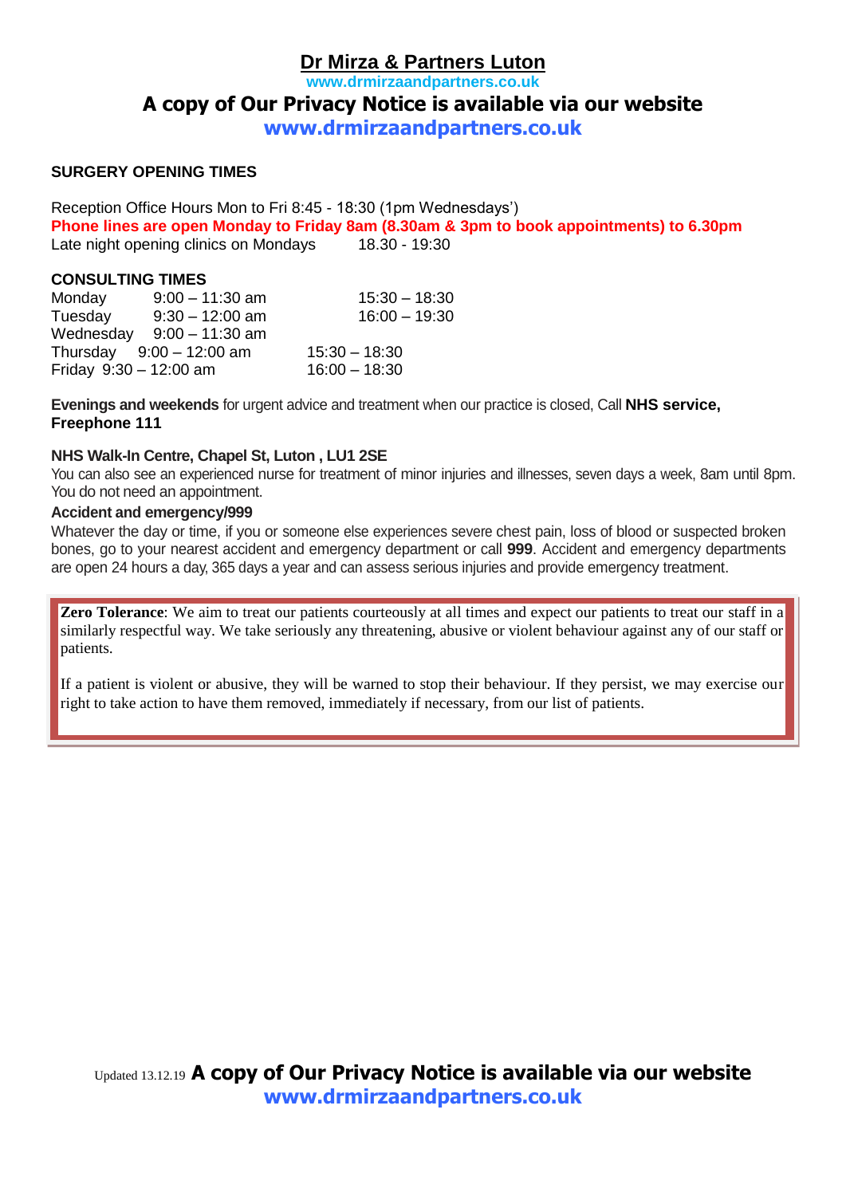# Dr Mirza & Partners Luton

www.drmirzaandpartners.co.uk

## A copy of Our Privacy Notice is available via our website www.drmirzaandpartners.co.uk

**SURGERY OPENING TIMES**

Reception Office Hours Mon to Fri 8:45 - 18:30 (1pm Wednesdays')
**Phone lines are open Monday to Friday 8am (8.30am & 3pm to book appointments) to 6.30pm**
Late night opening clinics on Mondays 18.30 - 19:30

**CONSULTING TIMES**

| | | |
|---|---|---|
| Monday | 9:00 – 11:30 am | 15:30 – 18:30 |
| Tuesday | 9:30 – 12:00 am | 16:00 – 19:30 |
| Wednesday | 9:00 – 11:30 am | |
| Thursday | 9:00 – 12:00 am | 15:30 – 18:30 |
| Friday | 9:30 – 12:00 am | 16:00 – 18:30 |

**Evenings and weekends** for urgent advice and treatment when our practice is closed, Call **NHS service, Freephone 111**

**NHS Walk-In Centre, Chapel St, Luton , LU1 2SE**

You can also see an experienced nurse for treatment of minor injuries and illnesses, seven days a week, 8am until 8pm. You do not need an appointment.

**Accident and emergency/999**

Whatever the day or time, if you or someone else experiences severe chest pain, loss of blood or suspected broken bones, go to your nearest accident and emergency department or call **999**. Accident and emergency departments are open 24 hours a day, 365 days a year and can assess serious injuries and provide emergency treatment.

**Zero Tolerance**: We aim to treat our patients courteously at all times and expect our patients to treat our staff in a similarly respectful way. We take seriously any threatening, abusive or violent behaviour against any of our staff or patients.

If a patient is violent or abusive, they will be warned to stop their behaviour. If they persist, we may exercise our right to take action to have them removed, immediately if necessary, from our list of patients.

Updated 13.12.19 **A copy of Our Privacy Notice is available via our website www.drmirzaandpartners.co.uk**